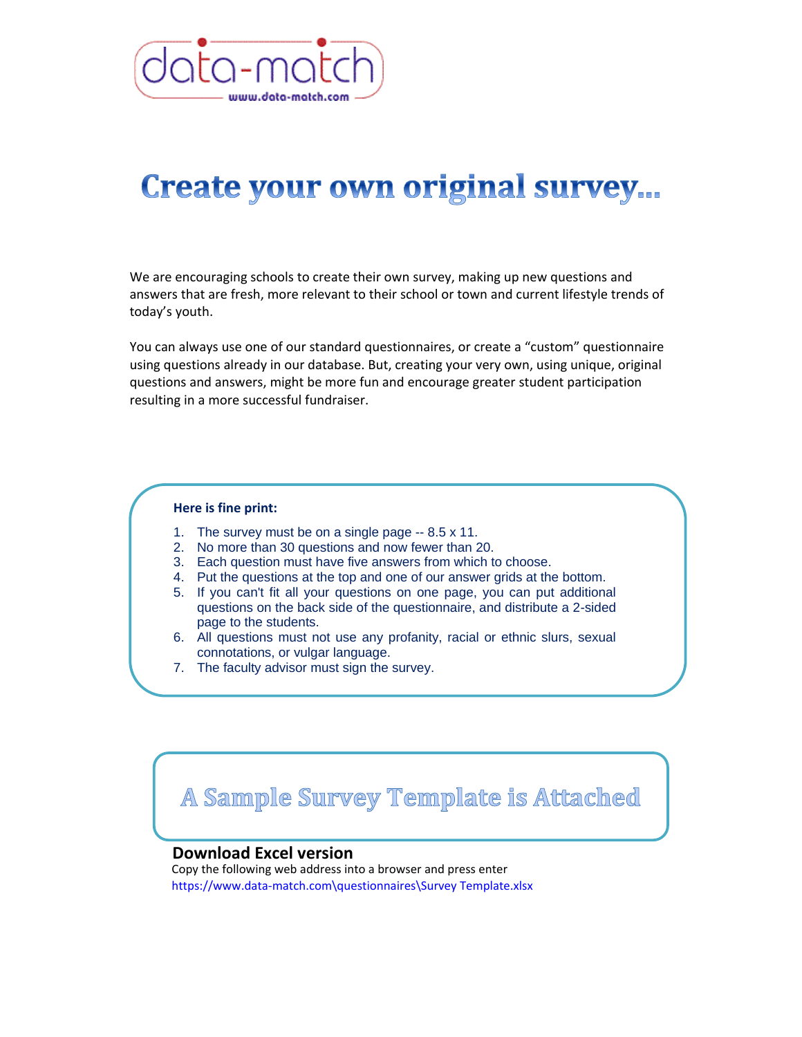data-match
www.data-match.com

# Create your own original survey...

We are encouraging schools to create their own survey, making up new questions and answers that are fresh, more relevant to their school or town and current lifestyle trends of today's youth.

You can always use one of our standard questionnaires, or create a "custom" questionnaire using questions already in our database. But, creating your very own, using unique, original questions and answers, might be more fun and encourage greater student participation resulting in a more successful fundraiser.

**Here is fine print:**

1. The survey must be on a single page -- 8.5 x 11.
2. No more than 30 questions and now fewer than 20.
3. Each question must have five answers from which to choose.
4. Put the questions at the top and one of our answer grids at the bottom.
5. If you can't fit all your questions on one page, you can put additional questions on the back side of the questionnaire, and distribute a 2-sided page to the students.
6. All questions must not use any profanity, racial or ethnic slurs, sexual connotations, or vulgar language.
7. The faculty advisor must sign the survey.

## A Sample Survey Template is Attached

### Download Excel version

Copy the following web address into a browser and press enter

https://www.data-match.com\questionnaires\Survey Template.xlsx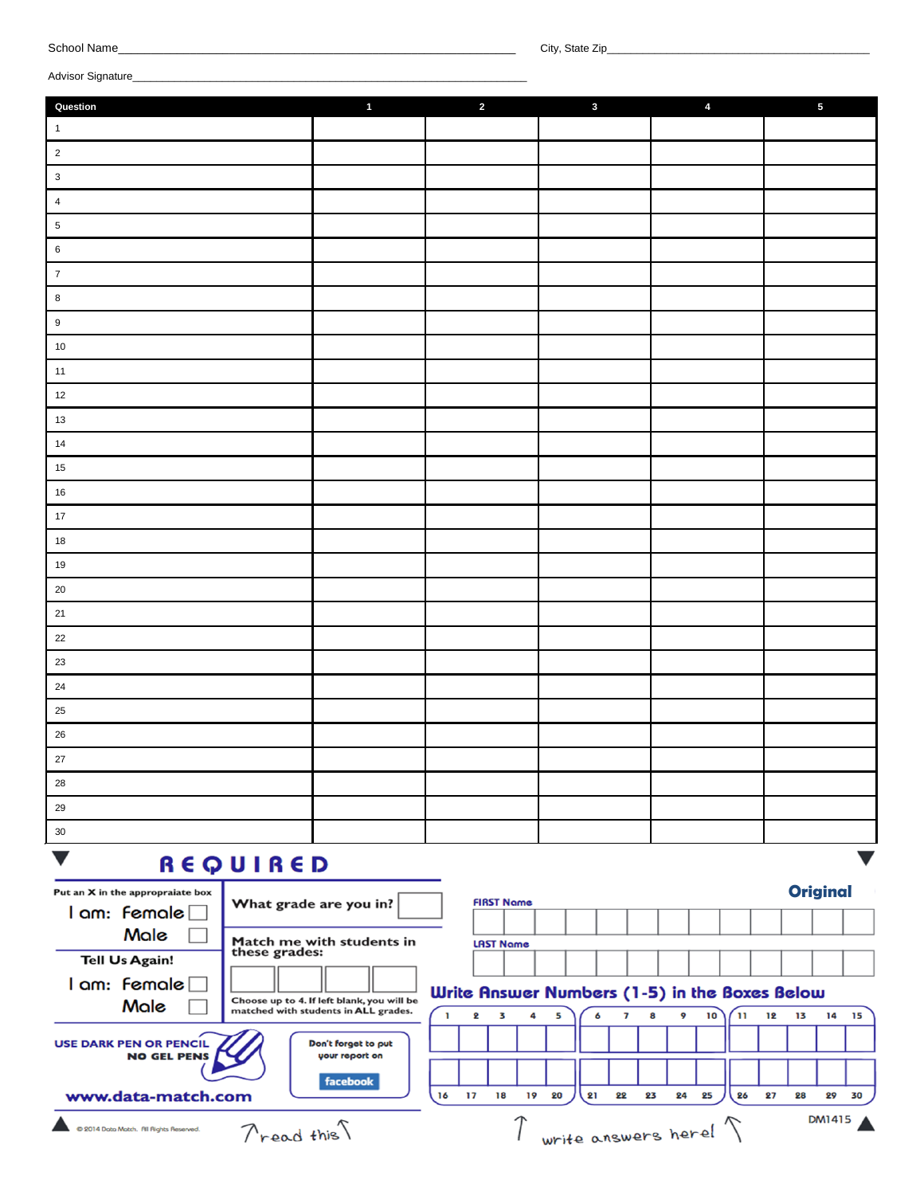School Name________________________________________________ City, State Zip________________________________________

Advisor Signature________________________________________________

| Question | 1 | 2 | 3 | 4 | 5 |
|---|---|---|---|---|---|
| 1 | | | | | |
| 2 | | | | | |
| 3 | | | | | |
| 4 | | | | | |
| 5 | | | | | |
| 6 | | | | | |
| 7 | | | | | |
| 8 | | | | | |
| 9 | | | | | |
| 10 | | | | | |
| 11 | | | | | |
| 12 | | | | | |
| 13 | | | | | |
| 14 | | | | | |
| 15 | | | | | |
| 16 | | | | | |
| 17 | | | | | |
| 18 | | | | | |
| 19 | | | | | |
| 20 | | | | | |
| 21 | | | | | |
| 22 | | | | | |
| 23 | | | | | |
| 24 | | | | | |
| 25 | | | | | |
| 26 | | | | | |
| 27 | | | | | |
| 28 | | | | | |
| 29 | | | | | |
| 30 | | | | | |

# REQUIRED

**Original**

Put an X in the appropraiate box

I am: Female ☐

Male ☐

**Tell Us Again!**

I am: Female ☐

Male ☐

**What grade are you in?** ☐

**Match me with students in these grades:**

☐ ☐ ☐ ☐

Choose up to 4. If left blank, you will be matched with students in ALL grades.

**FIRST Name**

**LAST Name**

## Write Answer Numbers (1-5) in the Boxes Below

| 1 | 2 | 3 | 4 | 5 | 6 | 7 | 8 | 9 | 10 | 11 | 12 | 13 | 14 | 15 |
|---|---|---|---|---|---|---|---|---|---|---|---|---|---|---|
| | | | | | | | | | | | | | | |
| | | | | | | | | | | | | | | |
| 16 | 17 | 18 | 19 | 20 | 21 | 22 | 23 | 24 | 25 | 26 | 27 | 28 | 29 | 30 |

**USE DARK PEN OR PENCIL**
**NO GEL PENS**

Don't forget to put your report on **facebook**

**www.data-match.com**

© 2014 Data Match. All Rights Reserved.

read this

write answers here!

DM1415